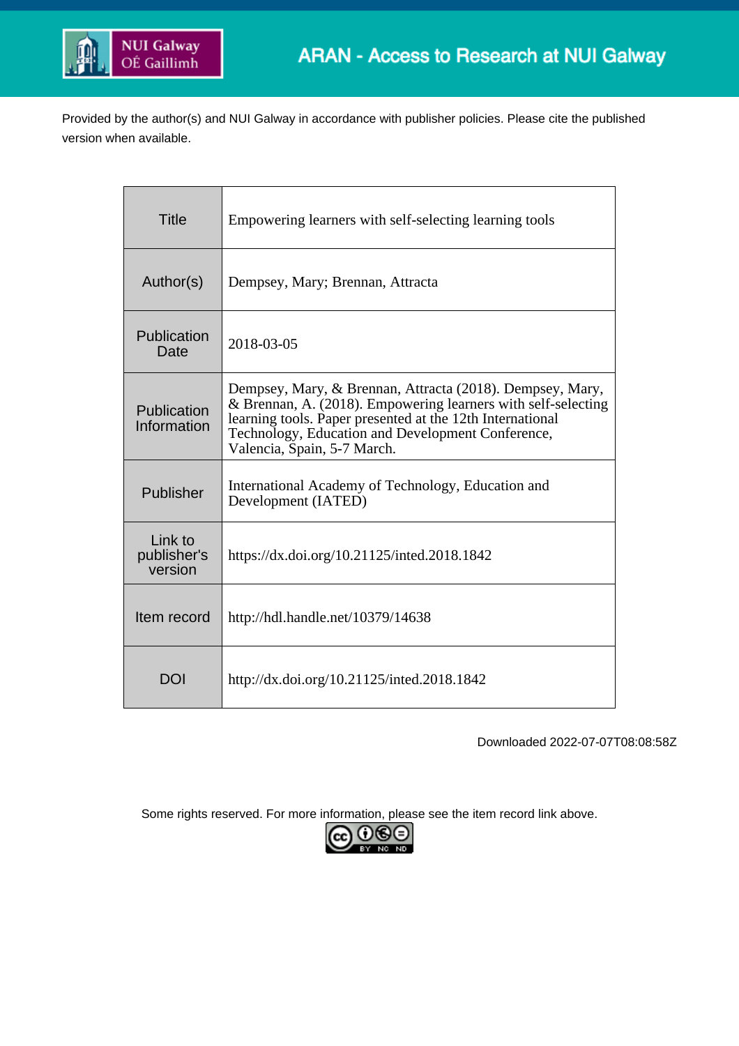ARAN - Access to Research at NUI Galway

Provided by the author(s) and NUI Galway in accordance with publisher policies. Please cite the published version when available.

| | |
|---|---|
| Title | Empowering learners with self-selecting learning tools |
| Author(s) | Dempsey, Mary; Brennan, Attracta |
| Publication Date | 2018-03-05 |
| Publication Information | Dempsey, Mary, & Brennan, Attracta (2018). Dempsey, Mary, & Brennan, A. (2018). Empowering learners with self-selecting learning tools. Paper presented at the 12th International Technology, Education and Development Conference, Valencia, Spain, 5-7 March. |
| Publisher | International Academy of Technology, Education and Development (IATED) |
| Link to publisher's version | https://dx.doi.org/10.21125/inted.2018.1842 |
| Item record | http://hdl.handle.net/10379/14638 |
| DOI | http://dx.doi.org/10.21125/inted.2018.1842 |

Downloaded 2022-07-07T08:08:58Z

Some rights reserved. For more information, please see the item record link above.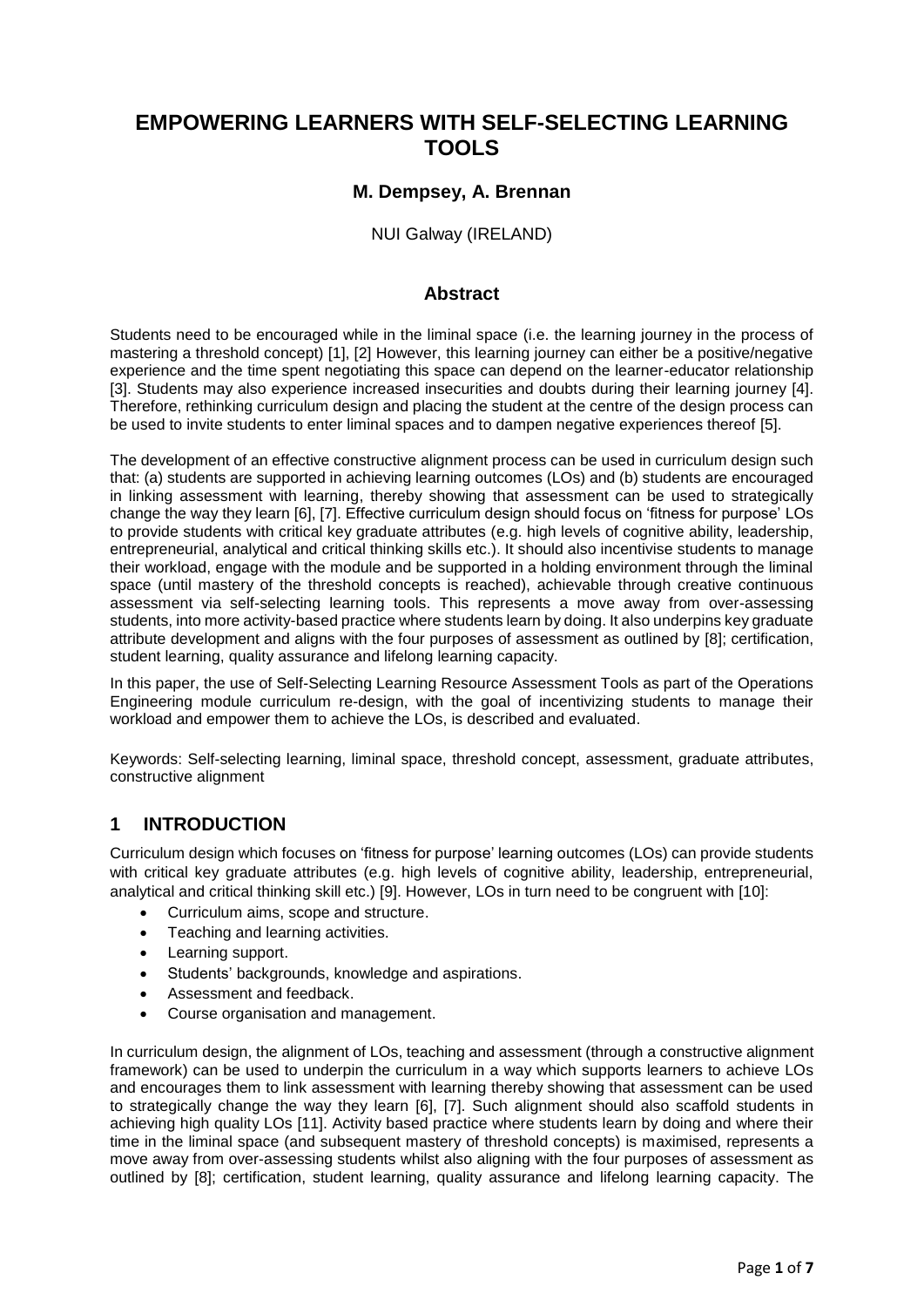# EMPOWERING LEARNERS WITH SELF-SELECTING LEARNING TOOLS

**M. Dempsey, A. Brennan**

NUI Galway (IRELAND)

## Abstract

Students need to be encouraged while in the liminal space (i.e. the learning journey in the process of mastering a threshold concept) [1], [2] However, this learning journey can either be a positive/negative experience and the time spent negotiating this space can depend on the learner-educator relationship [3]. Students may also experience increased insecurities and doubts during their learning journey [4]. Therefore, rethinking curriculum design and placing the student at the centre of the design process can be used to invite students to enter liminal spaces and to dampen negative experiences thereof [5].

The development of an effective constructive alignment process can be used in curriculum design such that: (a) students are supported in achieving learning outcomes (LOs) and (b) students are encouraged in linking assessment with learning, thereby showing that assessment can be used to strategically change the way they learn [6], [7]. Effective curriculum design should focus on 'fitness for purpose' LOs to provide students with critical key graduate attributes (e.g. high levels of cognitive ability, leadership, entrepreneurial, analytical and critical thinking skills etc.). It should also incentivise students to manage their workload, engage with the module and be supported in a holding environment through the liminal space (until mastery of the threshold concepts is reached), achievable through creative continuous assessment via self-selecting learning tools. This represents a move away from over-assessing students, into more activity-based practice where students learn by doing. It also underpins key graduate attribute development and aligns with the four purposes of assessment as outlined by [8]; certification, student learning, quality assurance and lifelong learning capacity.

In this paper, the use of Self-Selecting Learning Resource Assessment Tools as part of the Operations Engineering module curriculum re-design, with the goal of incentivizing students to manage their workload and empower them to achieve the LOs, is described and evaluated.

Keywords: Self-selecting learning, liminal space, threshold concept, assessment, graduate attributes, constructive alignment

## 1 INTRODUCTION

Curriculum design which focuses on 'fitness for purpose' learning outcomes (LOs) can provide students with critical key graduate attributes (e.g. high levels of cognitive ability, leadership, entrepreneurial, analytical and critical thinking skill etc.) [9]. However, LOs in turn need to be congruent with [10]:

- Curriculum aims, scope and structure.
- Teaching and learning activities.
- Learning support.
- Students' backgrounds, knowledge and aspirations.
- Assessment and feedback.
- Course organisation and management.

In curriculum design, the alignment of LOs, teaching and assessment (through a constructive alignment framework) can be used to underpin the curriculum in a way which supports learners to achieve LOs and encourages them to link assessment with learning thereby showing that assessment can be used to strategically change the way they learn [6], [7]. Such alignment should also scaffold students in achieving high quality LOs [11]. Activity based practice where students learn by doing and where their time in the liminal space (and subsequent mastery of threshold concepts) is maximised, represents a move away from over-assessing students whilst also aligning with the four purposes of assessment as outlined by [8]; certification, student learning, quality assurance and lifelong learning capacity. The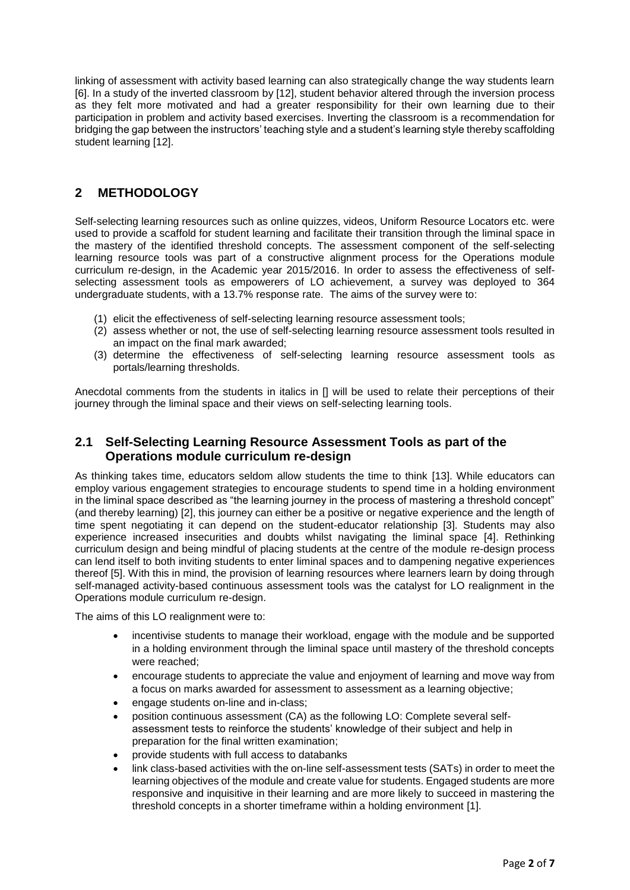linking of assessment with activity based learning can also strategically change the way students learn [6]. In a study of the inverted classroom by [12], student behavior altered through the inversion process as they felt more motivated and had a greater responsibility for their own learning due to their participation in problem and activity based exercises. Inverting the classroom is a recommendation for bridging the gap between the instructors' teaching style and a student's learning style thereby scaffolding student learning [12].

## 2 METHODOLOGY

Self-selecting learning resources such as online quizzes, videos, Uniform Resource Locators etc. were used to provide a scaffold for student learning and facilitate their transition through the liminal space in the mastery of the identified threshold concepts. The assessment component of the self-selecting learning resource tools was part of a constructive alignment process for the Operations module curriculum re-design, in the Academic year 2015/2016. In order to assess the effectiveness of self-selecting assessment tools as empowerers of LO achievement, a survey was deployed to 364 undergraduate students, with a 13.7% response rate. The aims of the survey were to:

(1) elicit the effectiveness of self-selecting learning resource assessment tools;
(2) assess whether or not, the use of self-selecting learning resource assessment tools resulted in an impact on the final mark awarded;
(3) determine the effectiveness of self-selecting learning resource assessment tools as portals/learning thresholds.

Anecdotal comments from the students in italics in [] will be used to relate their perceptions of their journey through the liminal space and their views on self-selecting learning tools.

### 2.1 Self-Selecting Learning Resource Assessment Tools as part of the Operations module curriculum re-design

As thinking takes time, educators seldom allow students the time to think [13]. While educators can employ various engagement strategies to encourage students to spend time in a holding environment in the liminal space described as "the learning journey in the process of mastering a threshold concept" (and thereby learning) [2], this journey can either be a positive or negative experience and the length of time spent negotiating it can depend on the student-educator relationship [3]. Students may also experience increased insecurities and doubts whilst navigating the liminal space [4]. Rethinking curriculum design and being mindful of placing students at the centre of the module re-design process can lend itself to both inviting students to enter liminal spaces and to dampening negative experiences thereof [5]. With this in mind, the provision of learning resources where learners learn by doing through self-managed activity-based continuous assessment tools was the catalyst for LO realignment in the Operations module curriculum re-design.

The aims of this LO realignment were to:

- incentivise students to manage their workload, engage with the module and be supported in a holding environment through the liminal space until mastery of the threshold concepts were reached;
- encourage students to appreciate the value and enjoyment of learning and move way from a focus on marks awarded for assessment to assessment as a learning objective;
- engage students on-line and in-class;
- position continuous assessment (CA) as the following LO: Complete several self-assessment tests to reinforce the students' knowledge of their subject and help in preparation for the final written examination;
- provide students with full access to databanks
- link class-based activities with the on-line self-assessment tests (SATs) in order to meet the learning objectives of the module and create value for students. Engaged students are more responsive and inquisitive in their learning and are more likely to succeed in mastering the threshold concepts in a shorter timeframe within a holding environment [1].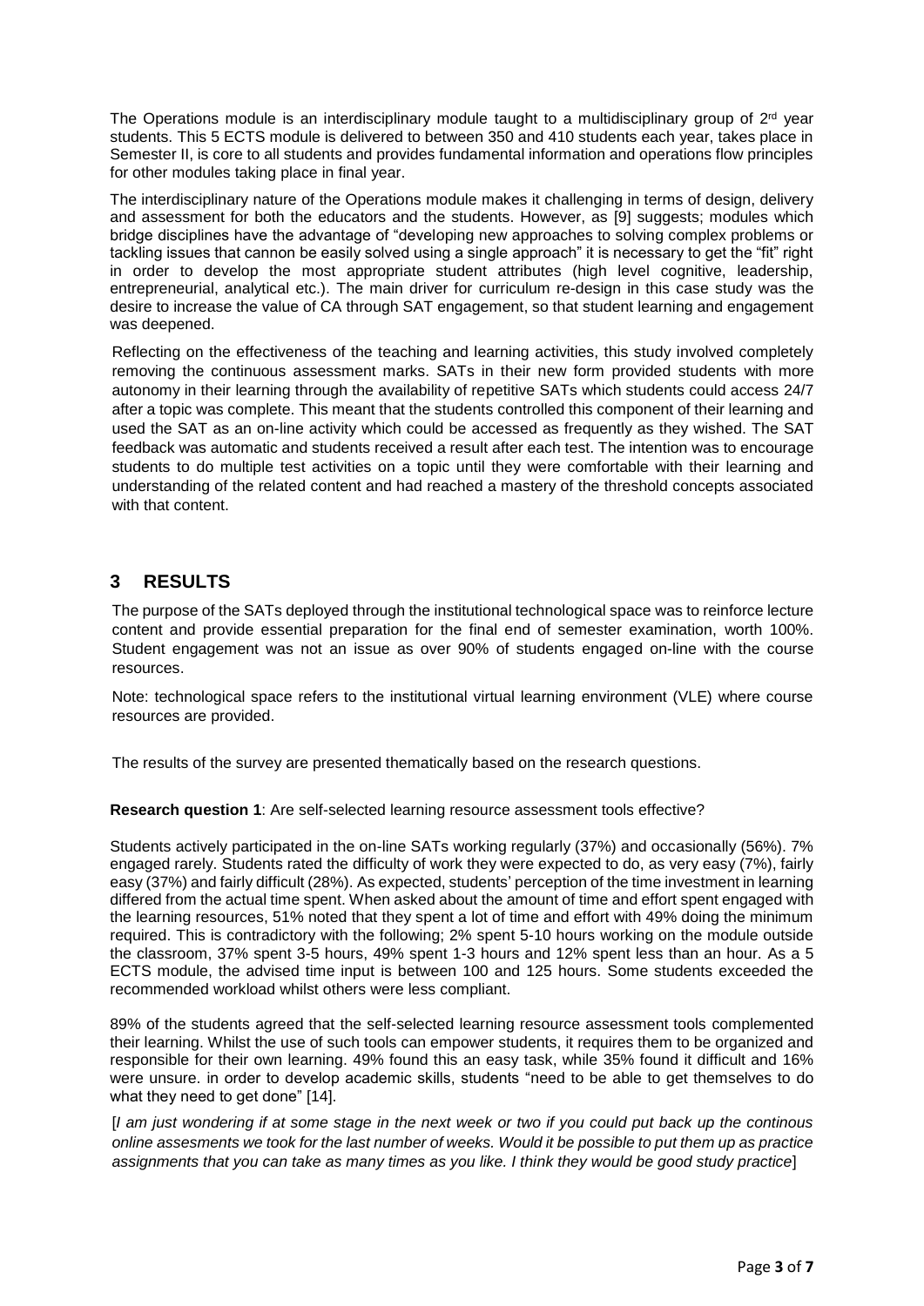The Operations module is an interdisciplinary module taught to a multidisciplinary group of 2[rd] year students. This 5 ECTS module is delivered to between 350 and 410 students each year, takes place in Semester II, is core to all students and provides fundamental information and operations flow principles for other modules taking place in final year.

The interdisciplinary nature of the Operations module makes it challenging in terms of design, delivery and assessment for both the educators and the students. However, as [9] suggests; modules which bridge disciplines have the advantage of "developing new approaches to solving complex problems or tackling issues that cannon be easily solved using a single approach" it is necessary to get the "fit" right in order to develop the most appropriate student attributes (high level cognitive, leadership, entrepreneurial, analytical etc.). The main driver for curriculum re-design in this case study was the desire to increase the value of CA through SAT engagement, so that student learning and engagement was deepened.

Reflecting on the effectiveness of the teaching and learning activities, this study involved completely removing the continuous assessment marks. SATs in their new form provided students with more autonomy in their learning through the availability of repetitive SATs which students could access 24/7 after a topic was complete. This meant that the students controlled this component of their learning and used the SAT as an on-line activity which could be accessed as frequently as they wished. The SAT feedback was automatic and students received a result after each test. The intention was to encourage students to do multiple test activities on a topic until they were comfortable with their learning and understanding of the related content and had reached a mastery of the threshold concepts associated with that content.

## 3 RESULTS

The purpose of the SATs deployed through the institutional technological space was to reinforce lecture content and provide essential preparation for the final end of semester examination, worth 100%. Student engagement was not an issue as over 90% of students engaged on-line with the course resources.

Note: technological space refers to the institutional virtual learning environment (VLE) where course resources are provided.

The results of the survey are presented thematically based on the research questions.

**Research question 1**: Are self-selected learning resource assessment tools effective?

Students actively participated in the on-line SATs working regularly (37%) and occasionally (56%). 7% engaged rarely. Students rated the difficulty of work they were expected to do, as very easy (7%), fairly easy (37%) and fairly difficult (28%). As expected, students' perception of the time investment in learning differed from the actual time spent. When asked about the amount of time and effort spent engaged with the learning resources, 51% noted that they spent a lot of time and effort with 49% doing the minimum required. This is contradictory with the following; 2% spent 5-10 hours working on the module outside the classroom, 37% spent 3-5 hours, 49% spent 1-3 hours and 12% spent less than an hour. As a 5 ECTS module, the advised time input is between 100 and 125 hours. Some students exceeded the recommended workload whilst others were less compliant.

89% of the students agreed that the self-selected learning resource assessment tools complemented their learning. Whilst the use of such tools can empower students, it requires them to be organized and responsible for their own learning. 49% found this an easy task, while 35% found it difficult and 16% were unsure. in order to develop academic skills, students "need to be able to get themselves to do what they need to get done" [14].

[*I am just wondering if at some stage in the next week or two if you could put back up the continous online assesments we took for the last number of weeks. Would it be possible to put them up as practice assignments that you can take as many times as you like. I think they would be good study practice*]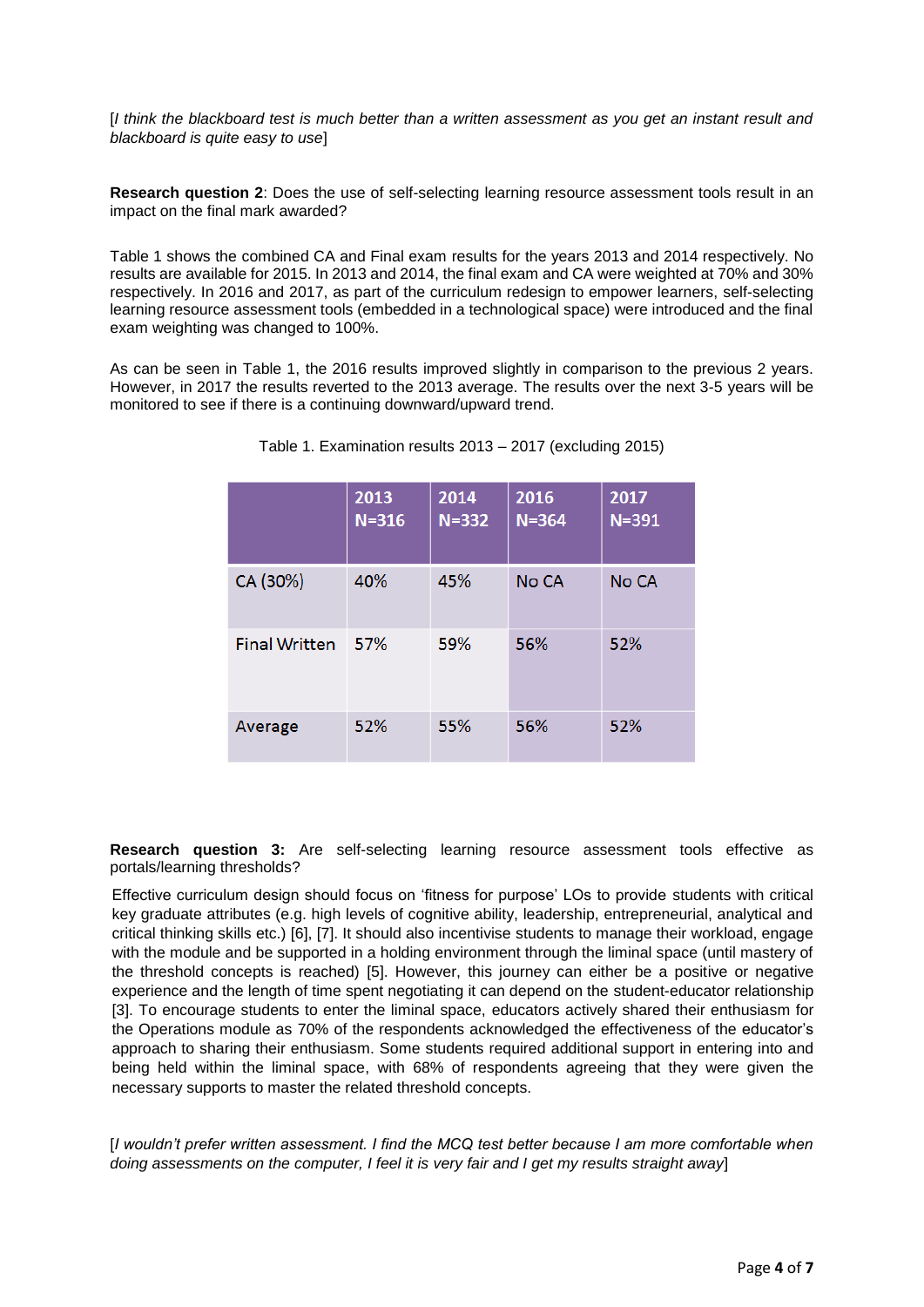[*I think the blackboard test is much better than a written assessment as you get an instant result and blackboard is quite easy to use*]

**Research question 2**: Does the use of self-selecting learning resource assessment tools result in an impact on the final mark awarded?

Table 1 shows the combined CA and Final exam results for the years 2013 and 2014 respectively. No results are available for 2015. In 2013 and 2014, the final exam and CA were weighted at 70% and 30% respectively. In 2016 and 2017, as part of the curriculum redesign to empower learners, self-selecting learning resource assessment tools (embedded in a technological space) were introduced and the final exam weighting was changed to 100%.

As can be seen in Table 1, the 2016 results improved slightly in comparison to the previous 2 years. However, in 2017 the results reverted to the 2013 average. The results over the next 3-5 years will be monitored to see if there is a continuing downward/upward trend.

Table 1. Examination results 2013 – 2017 (excluding 2015)

| | 2013 N=316 | 2014 N=332 | 2016 N=364 | 2017 N=391 |
|---|---|---|---|---|
| CA (30%) | 40% | 45% | No CA | No CA |
| Final Written | 57% | 59% | 56% | 52% |
| Average | 52% | 55% | 56% | 52% |

**Research question 3:** Are self-selecting learning resource assessment tools effective as portals/learning thresholds?

Effective curriculum design should focus on 'fitness for purpose' LOs to provide students with critical key graduate attributes (e.g. high levels of cognitive ability, leadership, entrepreneurial, analytical and critical thinking skills etc.) [6], [7]. It should also incentivise students to manage their workload, engage with the module and be supported in a holding environment through the liminal space (until mastery of the threshold concepts is reached) [5]. However, this journey can either be a positive or negative experience and the length of time spent negotiating it can depend on the student-educator relationship [3]. To encourage students to enter the liminal space, educators actively shared their enthusiasm for the Operations module as 70% of the respondents acknowledged the effectiveness of the educator's approach to sharing their enthusiasm. Some students required additional support in entering into and being held within the liminal space, with 68% of respondents agreeing that they were given the necessary supports to master the related threshold concepts.

[*I wouldn't prefer written assessment. I find the MCQ test better because I am more comfortable when doing assessments on the computer, I feel it is very fair and I get my results straight away*]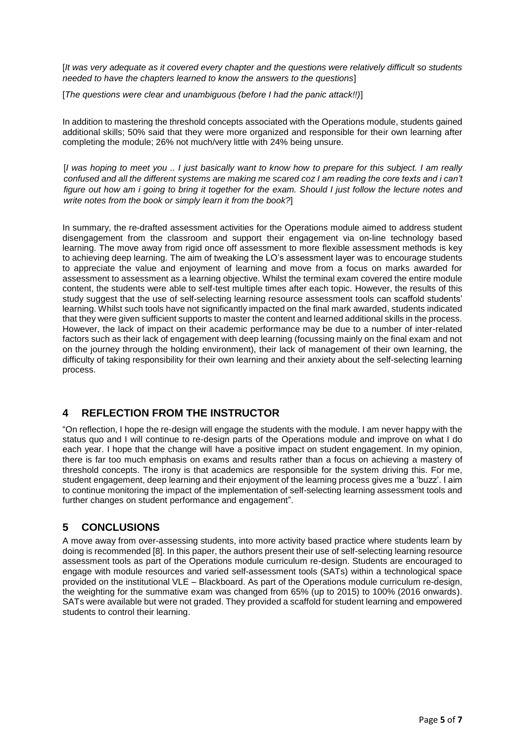[*It was very adequate as it covered every chapter and the questions were relatively difficult so students needed to have the chapters learned to know the answers to the questions*]

[*The questions were clear and unambiguous (before I had the panic attack!!)*]

In addition to mastering the threshold concepts associated with the Operations module, students gained additional skills; 50% said that they were more organized and responsible for their own learning after completing the module; 26% not much/very little with 24% being unsure.

[*I was hoping to meet you .. I just basically want to know how to prepare for this subject. I am really confused and all the different systems are making me scared coz I am reading the core texts and i can't figure out how am i going to bring it together for the exam. Should I just follow the lecture notes and write notes from the book or simply learn it from the book?*]

In summary, the re-drafted assessment activities for the Operations module aimed to address student disengagement from the classroom and support their engagement via on-line technology based learning. The move away from rigid once off assessment to more flexible assessment methods is key to achieving deep learning. The aim of tweaking the LO's assessment layer was to encourage students to appreciate the value and enjoyment of learning and move from a focus on marks awarded for assessment to assessment as a learning objective. Whilst the terminal exam covered the entire module content, the students were able to self-test multiple times after each topic. However, the results of this study suggest that the use of self-selecting learning resource assessment tools can scaffold students' learning. Whilst such tools have not significantly impacted on the final mark awarded, students indicated that they were given sufficient supports to master the content and learned additional skills in the process. However, the lack of impact on their academic performance may be due to a number of inter-related factors such as their lack of engagement with deep learning (focussing mainly on the final exam and not on the journey through the holding environment), their lack of management of their own learning, the difficulty of taking responsibility for their own learning and their anxiety about the self-selecting learning process.

## 4 REFLECTION FROM THE INSTRUCTOR

"On reflection, I hope the re-design will engage the students with the module. I am never happy with the status quo and I will continue to re-design parts of the Operations module and improve on what I do each year. I hope that the change will have a positive impact on student engagement. In my opinion, there is far too much emphasis on exams and results rather than a focus on achieving a mastery of threshold concepts. The irony is that academics are responsible for the system driving this. For me, student engagement, deep learning and their enjoyment of the learning process gives me a 'buzz'. I aim to continue monitoring the impact of the implementation of self-selecting learning assessment tools and further changes on student performance and engagement".

## 5 CONCLUSIONS

A move away from over-assessing students, into more activity based practice where students learn by doing is recommended [8]. In this paper, the authors present their use of self-selecting learning resource assessment tools as part of the Operations module curriculum re-design. Students are encouraged to engage with module resources and varied self-assessment tools (SATs) within a technological space provided on the institutional VLE – Blackboard. As part of the Operations module curriculum re-design, the weighting for the summative exam was changed from 65% (up to 2015) to 100% (2016 onwards). SATs were available but were not graded. They provided a scaffold for student learning and empowered students to control their learning.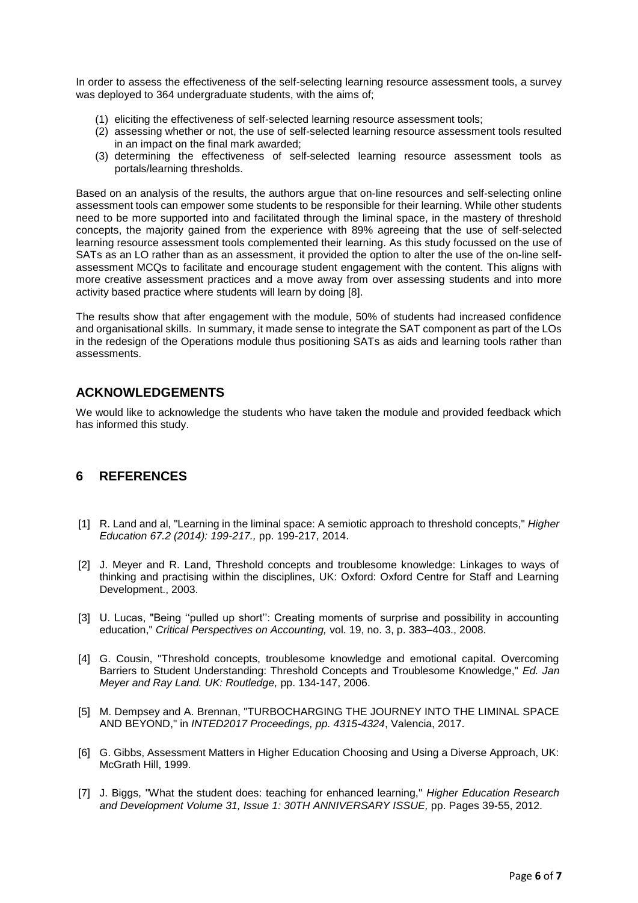In order to assess the effectiveness of the self-selecting learning resource assessment tools, a survey was deployed to 364 undergraduate students, with the aims of;

(1) eliciting the effectiveness of self-selected learning resource assessment tools;
(2) assessing whether or not, the use of self-selected learning resource assessment tools resulted in an impact on the final mark awarded;
(3) determining the effectiveness of self-selected learning resource assessment tools as portals/learning thresholds.

Based on an analysis of the results, the authors argue that on-line resources and self-selecting online assessment tools can empower some students to be responsible for their learning. While other students need to be more supported into and facilitated through the liminal space, in the mastery of threshold concepts, the majority gained from the experience with 89% agreeing that the use of self-selected learning resource assessment tools complemented their learning. As this study focussed on the use of SATs as an LO rather than as an assessment, it provided the option to alter the use of the on-line self-assessment MCQs to facilitate and encourage student engagement with the content. This aligns with more creative assessment practices and a move away from over assessing students and into more activity based practice where students will learn by doing [8].

The results show that after engagement with the module, 50% of students had increased confidence and organisational skills. In summary, it made sense to integrate the SAT component as part of the LOs in the redesign of the Operations module thus positioning SATs as aids and learning tools rather than assessments.

## ACKNOWLEDGEMENTS

We would like to acknowledge the students who have taken the module and provided feedback which has informed this study.

## 6 REFERENCES

[1] R. Land and al, "Learning in the liminal space: A semiotic approach to threshold concepts," *Higher Education 67.2 (2014): 199-217.,* pp. 199-217, 2014.

[2] J. Meyer and R. Land, Threshold concepts and troublesome knowledge: Linkages to ways of thinking and practising within the disciplines, UK: Oxford: Oxford Centre for Staff and Learning Development., 2003.

[3] U. Lucas, "Being ''pulled up short'': Creating moments of surprise and possibility in accounting education," *Critical Perspectives on Accounting,* vol. 19, no. 3, p. 383–403., 2008.

[4] G. Cousin, "Threshold concepts, troublesome knowledge and emotional capital. Overcoming Barriers to Student Understanding: Threshold Concepts and Troublesome Knowledge," *Ed. Jan Meyer and Ray Land. UK: Routledge,* pp. 134-147, 2006.

[5] M. Dempsey and A. Brennan, "TURBOCHARGING THE JOURNEY INTO THE LIMINAL SPACE AND BEYOND," in *INTED2017 Proceedings, pp. 4315-4324*, Valencia, 2017.

[6] G. Gibbs, Assessment Matters in Higher Education Choosing and Using a Diverse Approach, UK: McGrath Hill, 1999.

[7] J. Biggs, "What the student does: teaching for enhanced learning," *Higher Education Research and Development Volume 31, Issue 1: 30TH ANNIVERSARY ISSUE,* pp. Pages 39-55, 2012.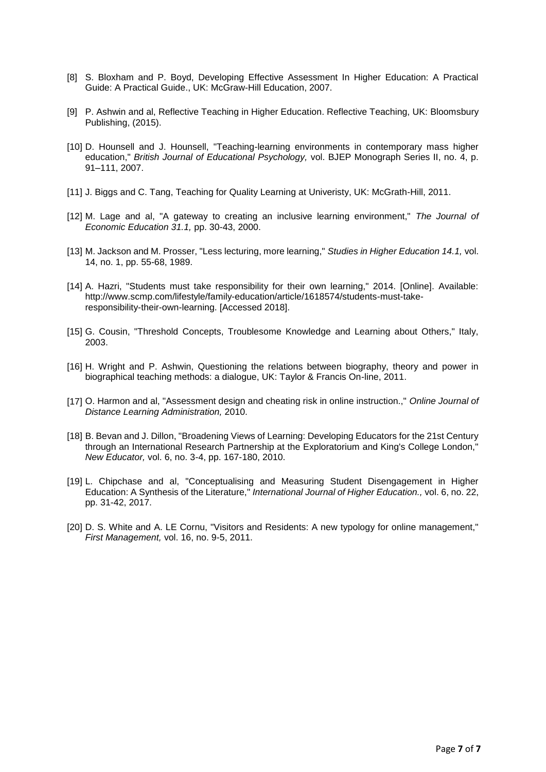[8] S. Bloxham and P. Boyd, Developing Effective Assessment In Higher Education: A Practical Guide: A Practical Guide., UK: McGraw-Hill Education, 2007.

[9] P. Ashwin and al, Reflective Teaching in Higher Education. Reflective Teaching, UK: Bloomsbury Publishing, (2015).

[10] D. Hounsell and J. Hounsell, "Teaching-learning environments in contemporary mass higher education," *British Journal of Educational Psychology,* vol. BJEP Monograph Series II, no. 4, p. 91–111, 2007.

[11] J. Biggs and C. Tang, Teaching for Quality Learning at Univeristy, UK: McGrath-Hill, 2011.

[12] M. Lage and al, "A gateway to creating an inclusive learning environment," *The Journal of Economic Education 31.1,* pp. 30-43, 2000.

[13] M. Jackson and M. Prosser, "Less lecturing, more learning," *Studies in Higher Education 14.1,* vol. 14, no. 1, pp. 55-68, 1989.

[14] A. Hazri, "Students must take responsibility for their own learning," 2014. [Online]. Available: http://www.scmp.com/lifestyle/family-education/article/1618574/students-must-take-responsibility-their-own-learning. [Accessed 2018].

[15] G. Cousin, "Threshold Concepts, Troublesome Knowledge and Learning about Others," Italy, 2003.

[16] H. Wright and P. Ashwin, Questioning the relations between biography, theory and power in biographical teaching methods: a dialogue, UK: Taylor & Francis On-line, 2011.

[17] O. Harmon and al, "Assessment design and cheating risk in online instruction.," *Online Journal of Distance Learning Administration,* 2010.

[18] B. Bevan and J. Dillon, "Broadening Views of Learning: Developing Educators for the 21st Century through an International Research Partnership at the Exploratorium and King's College London," *New Educator,* vol. 6, no. 3-4, pp. 167-180, 2010.

[19] L. Chipchase and al, "Conceptualising and Measuring Student Disengagement in Higher Education: A Synthesis of the Literature," *International Journal of Higher Education.,* vol. 6, no. 22, pp. 31-42, 2017.

[20] D. S. White and A. LE Cornu, "Visitors and Residents: A new typology for online management," *First Management,* vol. 16, no. 9-5, 2011.